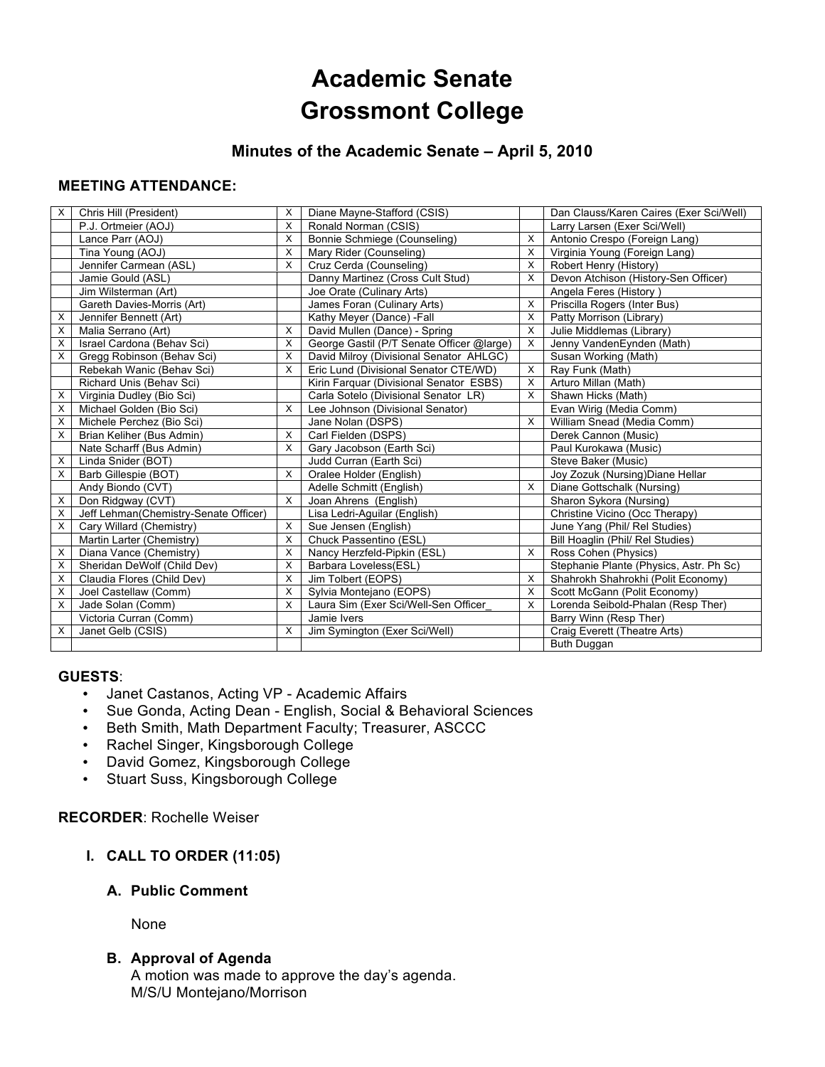# Academic Senate
# Grossmont College

### Minutes of the Academic Senate – April 5, 2010

**MEETING ATTENDANCE:**

| | | | | | |
|---|---|---|---|---|---|
| X | Chris Hill (President) | X | Diane Mayne-Stafford (CSIS) | | Dan Clauss/Karen Caires (Exer Sci/Well) |
| | P.J. Ortmeier (AOJ) | X | Ronald Norman (CSIS) | | Larry Larsen (Exer Sci/Well) |
| | Lance Parr (AOJ) | X | Bonnie Schmiege (Counseling) | X | Antonio Crespo (Foreign Lang) |
| | Tina Young (AOJ) | X | Mary Rider (Counseling) | X | Virginia Young (Foreign Lang) |
| | Jennifer Carmean (ASL) | X | Cruz Cerda (Counseling) | X | Robert Henry (History) |
| | Jamie Gould (ASL) | | Danny Martinez (Cross Cult Stud) | X | Devon Atchison (History-Sen Officer) |
| | Jim Wilsterman (Art) | | Joe Orate (Culinary Arts) | | Angela Feres (History ) |
| | Gareth Davies-Morris (Art) | | James Foran (Culinary Arts) | X | Priscilla Rogers (Inter Bus) |
| X | Jennifer Bennett (Art) | | Kathy Meyer (Dance) -Fall | X | Patty Morrison (Library) |
| X | Malia Serrano (Art) | X | David Mullen (Dance) - Spring | X | Julie Middlemas (Library) |
| X | Israel Cardona (Behav Sci) | X | George Gastil (P/T Senate Officer @large) | X | Jenny VandenEynden (Math) |
| X | Gregg Robinson (Behav Sci) | X | David Milroy (Divisional Senator AHLGC) | | Susan Working (Math) |
| | Rebekah Wanic (Behav Sci) | X | Eric Lund (Divisional Senator CTE/WD) | X | Ray Funk (Math) |
| | Richard Unis (Behav Sci) | | Kirin Farquar (Divisional Senator ESBS) | X | Arturo Millan (Math) |
| X | Virginia Dudley (Bio Sci) | | Carla Sotelo (Divisional Senator LR) | X | Shawn Hicks (Math) |
| X | Michael Golden (Bio Sci) | X | Lee Johnson (Divisional Senator) | | Evan Wirig (Media Comm) |
| X | Michele Perchez (Bio Sci) | | Jane Nolan (DSPS) | X | William Snead (Media Comm) |
| X | Brian Keliher (Bus Admin) | X | Carl Fielden (DSPS) | | Derek Cannon (Music) |
| | Nate Scharff (Bus Admin) | X | Gary Jacobson (Earth Sci) | | Paul Kurokawa (Music) |
| X | Linda Snider (BOT) | | Judd Curran (Earth Sci) | | Steve Baker (Music) |
| X | Barb Gillespie (BOT) | X | Oralee Holder (English) | | Joy Zozuk (Nursing)Diane Hellar |
| | Andy Biondo (CVT) | | Adelle Schmitt (English) | X | Diane Gottschalk (Nursing) |
| X | Don Ridgway (CVT) | X | Joan Ahrens (English) | | Sharon Sykora (Nursing) |
| X | Jeff Lehman(Chemistry-Senate Officer) | | Lisa Ledri-Aguilar (English) | | Christine Vicino (Occ Therapy) |
| X | Cary Willard (Chemistry) | X | Sue Jensen (English) | | June Yang (Phil/ Rel Studies) |
| | Martin Larter (Chemistry) | X | Chuck Passentino (ESL) | | Bill Hoaglin (Phil/ Rel Studies) |
| X | Diana Vance (Chemistry) | X | Nancy Herzfeld-Pipkin (ESL) | X | Ross Cohen (Physics) |
| X | Sheridan DeWolf (Child Dev) | X | Barbara Loveless(ESL) | | Stephanie Plante (Physics, Astr. Ph Sc) |
| X | Claudia Flores (Child Dev) | X | Jim Tolbert (EOPS) | X | Shahrokh Shahrokhi (Polit Economy) |
| X | Joel Castellaw (Comm) | X | Sylvia Montejano (EOPS) | X | Scott McGann (Polit Economy) |
| X | Jade Solan (Comm) | X | Laura Sim (Exer Sci/Well-Sen Officer_ | X | Lorenda Seibold-Phalan (Resp Ther) |
| | Victoria Curran (Comm) | | Jamie Ivers | | Barry Winn (Resp Ther) |
| X | Janet Gelb (CSIS) | X | Jim Symington (Exer Sci/Well) | | Craig Everett (Theatre Arts) |
| | | | | | Buth Duggan |

**GUESTS**:

- Janet Castanos, Acting VP - Academic Affairs
- Sue Gonda, Acting Dean - English, Social & Behavioral Sciences
- Beth Smith, Math Department Faculty; Treasurer, ASCCC
- Rachel Singer, Kingsborough College
- David Gomez, Kingsborough College
- Stuart Suss, Kingsborough College

**RECORDER**: Rochelle Weiser

## I. CALL TO ORDER (11:05)

### A. Public Comment

None

### B. Approval of Agenda

A motion was made to approve the day's agenda.
M/S/U Montejano/Morrison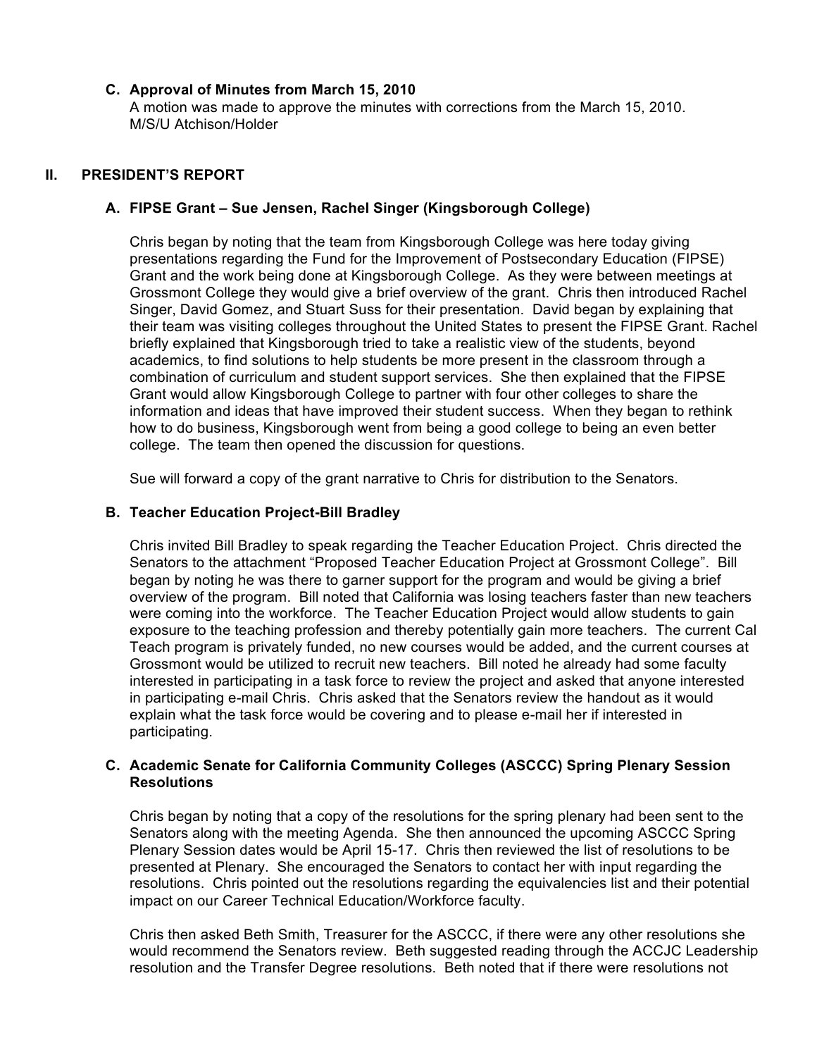### C. Approval of Minutes from March 15, 2010

A motion was made to approve the minutes with corrections from the March 15, 2010.
M/S/U Atchison/Holder

## II. PRESIDENT'S REPORT

### A. FIPSE Grant – Sue Jensen, Rachel Singer (Kingsborough College)

Chris began by noting that the team from Kingsborough College was here today giving presentations regarding the Fund for the Improvement of Postsecondary Education (FIPSE) Grant and the work being done at Kingsborough College. As they were between meetings at Grossmont College they would give a brief overview of the grant. Chris then introduced Rachel Singer, David Gomez, and Stuart Suss for their presentation. David began by explaining that their team was visiting colleges throughout the United States to present the FIPSE Grant. Rachel briefly explained that Kingsborough tried to take a realistic view of the students, beyond academics, to find solutions to help students be more present in the classroom through a combination of curriculum and student support services. She then explained that the FIPSE Grant would allow Kingsborough College to partner with four other colleges to share the information and ideas that have improved their student success. When they began to rethink how to do business, Kingsborough went from being a good college to being an even better college. The team then opened the discussion for questions.

Sue will forward a copy of the grant narrative to Chris for distribution to the Senators.

### B. Teacher Education Project-Bill Bradley

Chris invited Bill Bradley to speak regarding the Teacher Education Project. Chris directed the Senators to the attachment "Proposed Teacher Education Project at Grossmont College". Bill began by noting he was there to garner support for the program and would be giving a brief overview of the program. Bill noted that California was losing teachers faster than new teachers were coming into the workforce. The Teacher Education Project would allow students to gain exposure to the teaching profession and thereby potentially gain more teachers. The current Cal Teach program is privately funded, no new courses would be added, and the current courses at Grossmont would be utilized to recruit new teachers. Bill noted he already had some faculty interested in participating in a task force to review the project and asked that anyone interested in participating e-mail Chris. Chris asked that the Senators review the handout as it would explain what the task force would be covering and to please e-mail her if interested in participating.

### C. Academic Senate for California Community Colleges (ASCCC) Spring Plenary Session Resolutions

Chris began by noting that a copy of the resolutions for the spring plenary had been sent to the Senators along with the meeting Agenda. She then announced the upcoming ASCCC Spring Plenary Session dates would be April 15-17. Chris then reviewed the list of resolutions to be presented at Plenary. She encouraged the Senators to contact her with input regarding the resolutions. Chris pointed out the resolutions regarding the equivalencies list and their potential impact on our Career Technical Education/Workforce faculty.

Chris then asked Beth Smith, Treasurer for the ASCCC, if there were any other resolutions she would recommend the Senators review. Beth suggested reading through the ACCJC Leadership resolution and the Transfer Degree resolutions. Beth noted that if there were resolutions not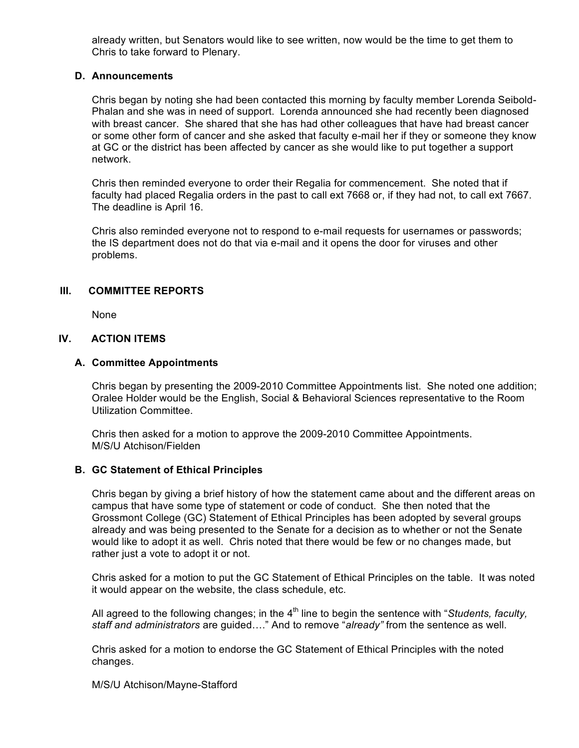already written, but Senators would like to see written, now would be the time to get them to Chris to take forward to Plenary.

### D. Announcements

Chris began by noting she had been contacted this morning by faculty member Lorenda Seibold-Phalan and she was in need of support. Lorenda announced she had recently been diagnosed with breast cancer. She shared that she has had other colleagues that have had breast cancer or some other form of cancer and she asked that faculty e-mail her if they or someone they know at GC or the district has been affected by cancer as she would like to put together a support network.

Chris then reminded everyone to order their Regalia for commencement. She noted that if faculty had placed Regalia orders in the past to call ext 7668 or, if they had not, to call ext 7667. The deadline is April 16.

Chris also reminded everyone not to respond to e-mail requests for usernames or passwords; the IS department does not do that via e-mail and it opens the door for viruses and other problems.

## III. COMMITTEE REPORTS

None

## IV. ACTION ITEMS

### A. Committee Appointments

Chris began by presenting the 2009-2010 Committee Appointments list. She noted one addition; Oralee Holder would be the English, Social & Behavioral Sciences representative to the Room Utilization Committee.

Chris then asked for a motion to approve the 2009-2010 Committee Appointments.
M/S/U Atchison/Fielden

### B. GC Statement of Ethical Principles

Chris began by giving a brief history of how the statement came about and the different areas on campus that have some type of statement or code of conduct. She then noted that the Grossmont College (GC) Statement of Ethical Principles has been adopted by several groups already and was being presented to the Senate for a decision as to whether or not the Senate would like to adopt it as well. Chris noted that there would be few or no changes made, but rather just a vote to adopt it or not.

Chris asked for a motion to put the GC Statement of Ethical Principles on the table. It was noted it would appear on the website, the class schedule, etc.

All agreed to the following changes; in the 4th line to begin the sentence with "*Students, faculty, staff and administrators* are guided…." And to remove "*already"* from the sentence as well.

Chris asked for a motion to endorse the GC Statement of Ethical Principles with the noted changes.

M/S/U Atchison/Mayne-Stafford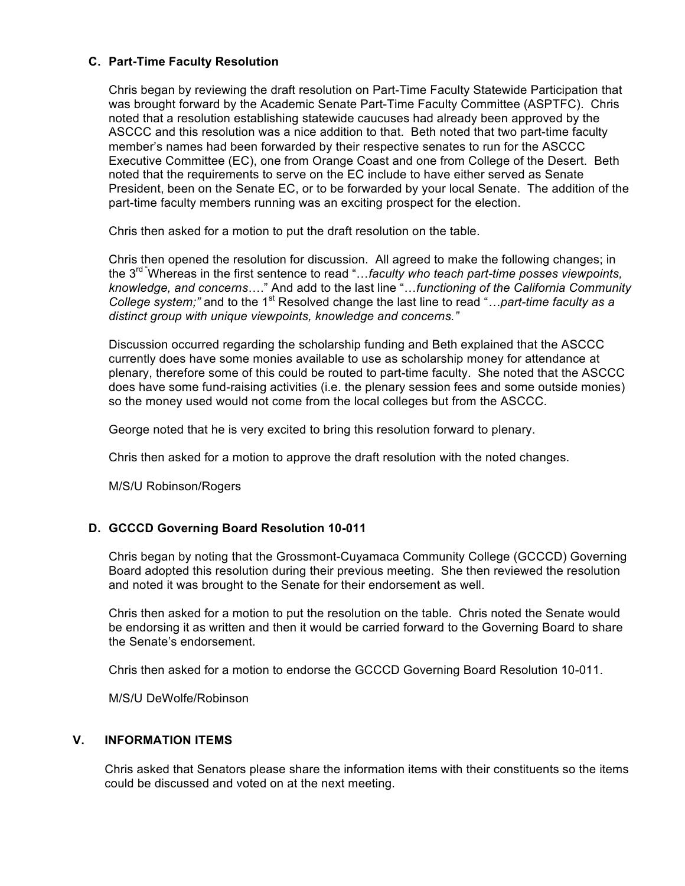### C. Part-Time Faculty Resolution

Chris began by reviewing the draft resolution on Part-Time Faculty Statewide Participation that was brought forward by the Academic Senate Part-Time Faculty Committee (ASPTFC). Chris noted that a resolution establishing statewide caucuses had already been approved by the ASCCC and this resolution was a nice addition to that. Beth noted that two part-time faculty member's names had been forwarded by their respective senates to run for the ASCCC Executive Committee (EC), one from Orange Coast and one from College of the Desert. Beth noted that the requirements to serve on the EC include to have either served as Senate President, been on the Senate EC, or to be forwarded by your local Senate. The addition of the part-time faculty members running was an exciting prospect for the election.

Chris then asked for a motion to put the draft resolution on the table.

Chris then opened the resolution for discussion. All agreed to make the following changes; in the 3rd " Whereas in the first sentence to read "…*faculty who teach part-time posses viewpoints, knowledge, and concerns*…." And add to the last line "…*functioning of the California Community College system;"* and to the 1st Resolved change the last line to read "…*part-time faculty as a distinct group with unique viewpoints, knowledge and concerns."*

Discussion occurred regarding the scholarship funding and Beth explained that the ASCCC currently does have some monies available to use as scholarship money for attendance at plenary, therefore some of this could be routed to part-time faculty. She noted that the ASCCC does have some fund-raising activities (i.e. the plenary session fees and some outside monies) so the money used would not come from the local colleges but from the ASCCC.

George noted that he is very excited to bring this resolution forward to plenary.

Chris then asked for a motion to approve the draft resolution with the noted changes.

M/S/U Robinson/Rogers

### D. GCCCD Governing Board Resolution 10-011

Chris began by noting that the Grossmont-Cuyamaca Community College (GCCCD) Governing Board adopted this resolution during their previous meeting. She then reviewed the resolution and noted it was brought to the Senate for their endorsement as well.

Chris then asked for a motion to put the resolution on the table. Chris noted the Senate would be endorsing it as written and then it would be carried forward to the Governing Board to share the Senate's endorsement.

Chris then asked for a motion to endorse the GCCCD Governing Board Resolution 10-011.

M/S/U DeWolfe/Robinson

## V. INFORMATION ITEMS

Chris asked that Senators please share the information items with their constituents so the items could be discussed and voted on at the next meeting.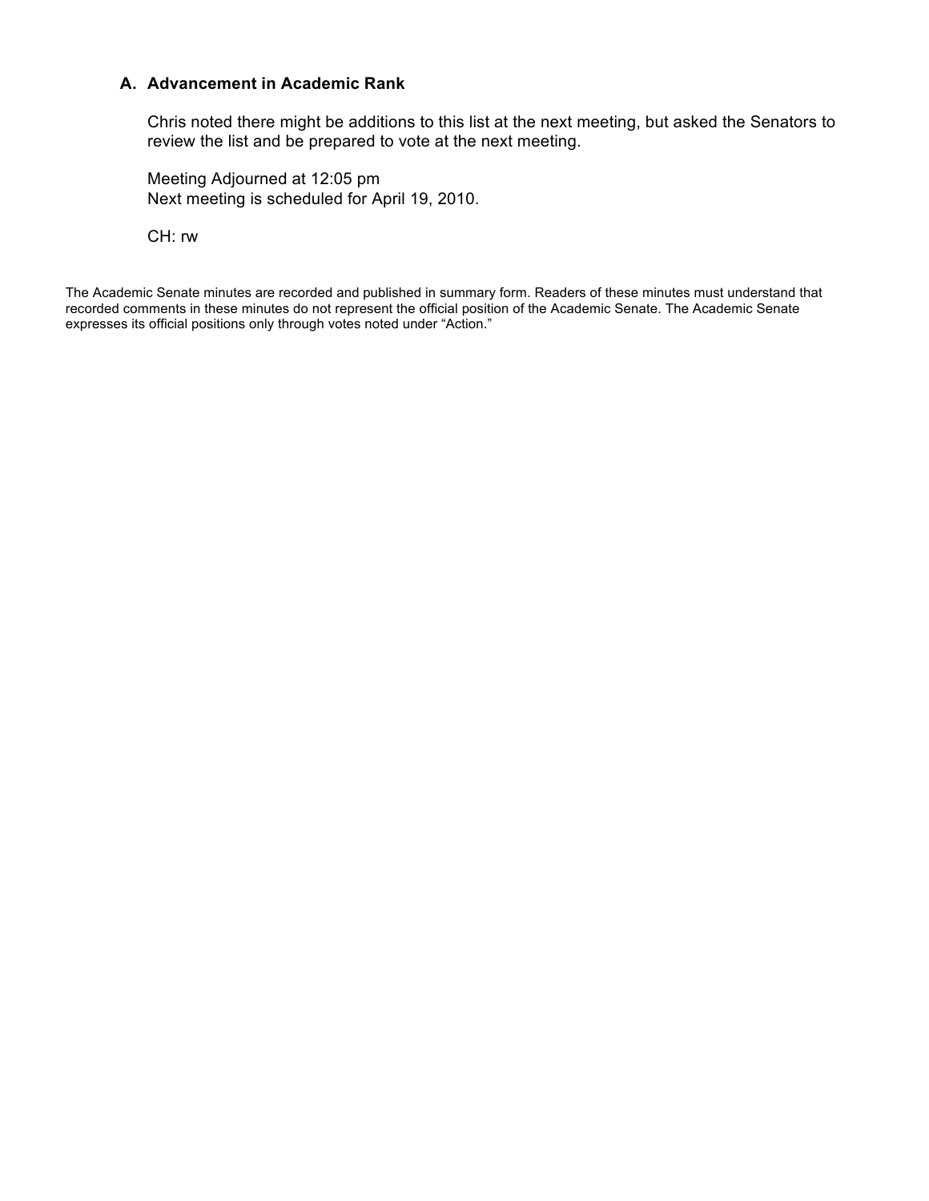### A. Advancement in Academic Rank

Chris noted there might be additions to this list at the next meeting, but asked the Senators to review the list and be prepared to vote at the next meeting.

Meeting Adjourned at 12:05 pm
Next meeting is scheduled for April 19, 2010.

CH: rw

The Academic Senate minutes are recorded and published in summary form. Readers of these minutes must understand that recorded comments in these minutes do not represent the official position of the Academic Senate. The Academic Senate expresses its official positions only through votes noted under "Action."